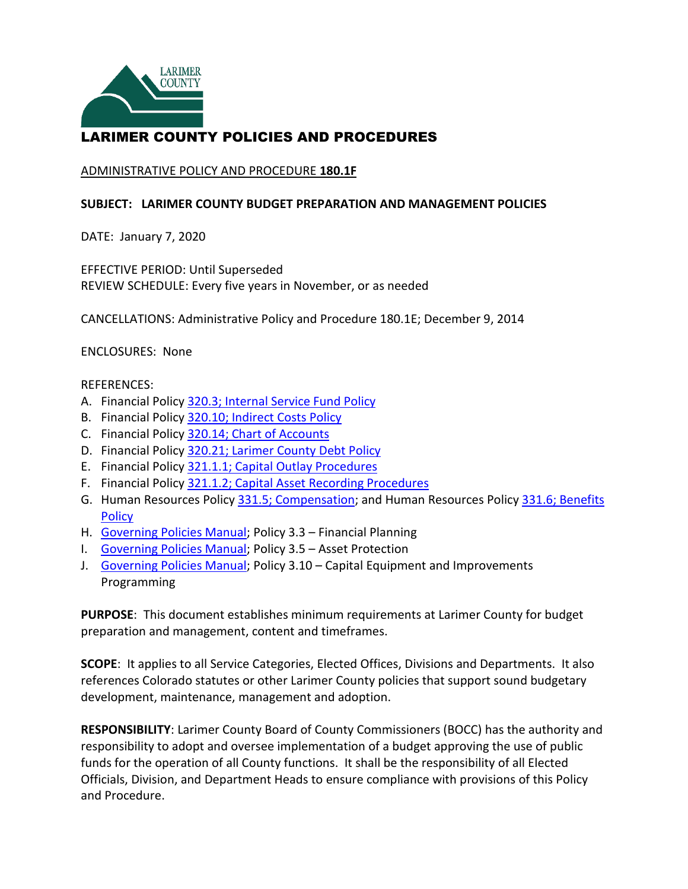# LARIMER COUNTY POLICIES AND PROCEDURES

ADMINISTRATIVE POLICY AND PROCEDURE **180.1F**

**SUBJECT: LARIMER COUNTY BUDGET PREPARATION AND MANAGEMENT POLICIES**

DATE: January 7, 2020

EFFECTIVE PERIOD: Until Superseded
REVIEW SCHEDULE: Every five years in November, or as needed

CANCELLATIONS: Administrative Policy and Procedure 180.1E; December 9, 2014

ENCLOSURES: None

REFERENCES:

A. Financial Policy 320.3; Internal Service Fund Policy
B. Financial Policy 320.10; Indirect Costs Policy
C. Financial Policy 320.14; Chart of Accounts
D. Financial Policy 320.21; Larimer County Debt Policy
E. Financial Policy 321.1.1; Capital Outlay Procedures
F. Financial Policy 321.1.2; Capital Asset Recording Procedures
G. Human Resources Policy 331.5; Compensation; and Human Resources Policy 331.6; Benefits Policy
H. Governing Policies Manual; Policy 3.3 – Financial Planning
I. Governing Policies Manual; Policy 3.5 – Asset Protection
J. Governing Policies Manual; Policy 3.10 – Capital Equipment and Improvements Programming

**PURPOSE**: This document establishes minimum requirements at Larimer County for budget preparation and management, content and timeframes.

**SCOPE**: It applies to all Service Categories, Elected Offices, Divisions and Departments. It also references Colorado statutes or other Larimer County policies that support sound budgetary development, maintenance, management and adoption.

**RESPONSIBILITY**: Larimer County Board of County Commissioners (BOCC) has the authority and responsibility to adopt and oversee implementation of a budget approving the use of public funds for the operation of all County functions. It shall be the responsibility of all Elected Officials, Division, and Department Heads to ensure compliance with provisions of this Policy and Procedure.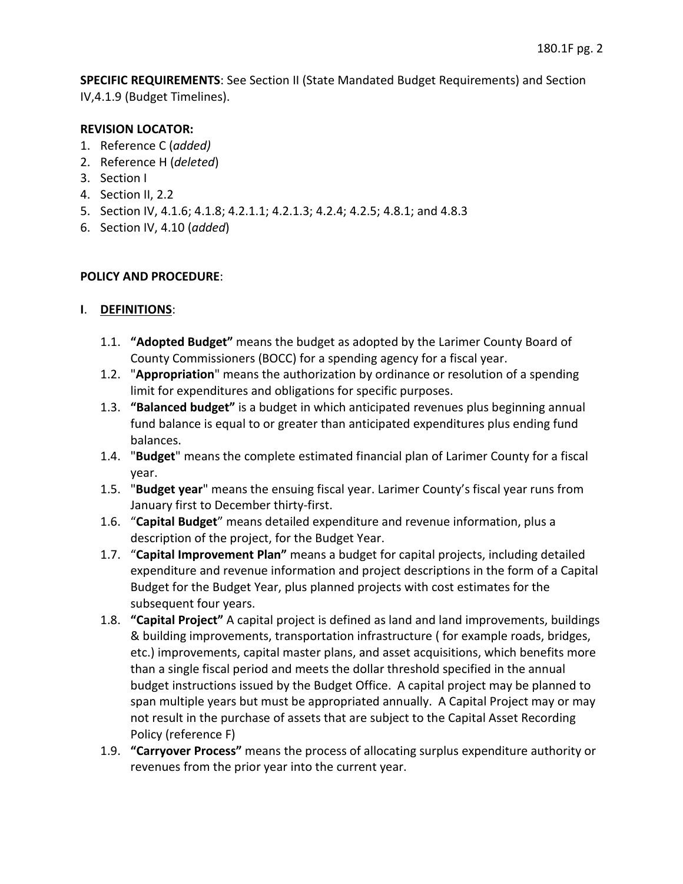**SPECIFIC REQUIREMENTS**: See Section II (State Mandated Budget Requirements) and Section IV,4.1.9 (Budget Timelines).

**REVISION LOCATOR:**

1. Reference C (*added)*
2. Reference H (*deleted*)
3. Section I
4. Section II, 2.2
5. Section IV, 4.1.6; 4.1.8; 4.2.1.1; 4.2.1.3; 4.2.4; 4.2.5; 4.8.1; and 4.8.3
6. Section IV, 4.10 (*added*)

**POLICY AND PROCEDURE**:

**I**. **DEFINITIONS**:

1.1. **"Adopted Budget"** means the budget as adopted by the Larimer County Board of County Commissioners (BOCC) for a spending agency for a fiscal year.

1.2. "**Appropriation**" means the authorization by ordinance or resolution of a spending limit for expenditures and obligations for specific purposes.

1.3. **"Balanced budget"** is a budget in which anticipated revenues plus beginning annual fund balance is equal to or greater than anticipated expenditures plus ending fund balances.

1.4. "**Budget**" means the complete estimated financial plan of Larimer County for a fiscal year.

1.5. "**Budget year**" means the ensuing fiscal year. Larimer County's fiscal year runs from January first to December thirty-first.

1.6. "**Capital Budget**" means detailed expenditure and revenue information, plus a description of the project, for the Budget Year.

1.7. "**Capital Improvement Plan"** means a budget for capital projects, including detailed expenditure and revenue information and project descriptions in the form of a Capital Budget for the Budget Year, plus planned projects with cost estimates for the subsequent four years.

1.8. **"Capital Project"** A capital project is defined as land and land improvements, buildings & building improvements, transportation infrastructure ( for example roads, bridges, etc.) improvements, capital master plans, and asset acquisitions, which benefits more than a single fiscal period and meets the dollar threshold specified in the annual budget instructions issued by the Budget Office. A capital project may be planned to span multiple years but must be appropriated annually. A Capital Project may or may not result in the purchase of assets that are subject to the Capital Asset Recording Policy (reference F)

1.9. **"Carryover Process"** means the process of allocating surplus expenditure authority or revenues from the prior year into the current year.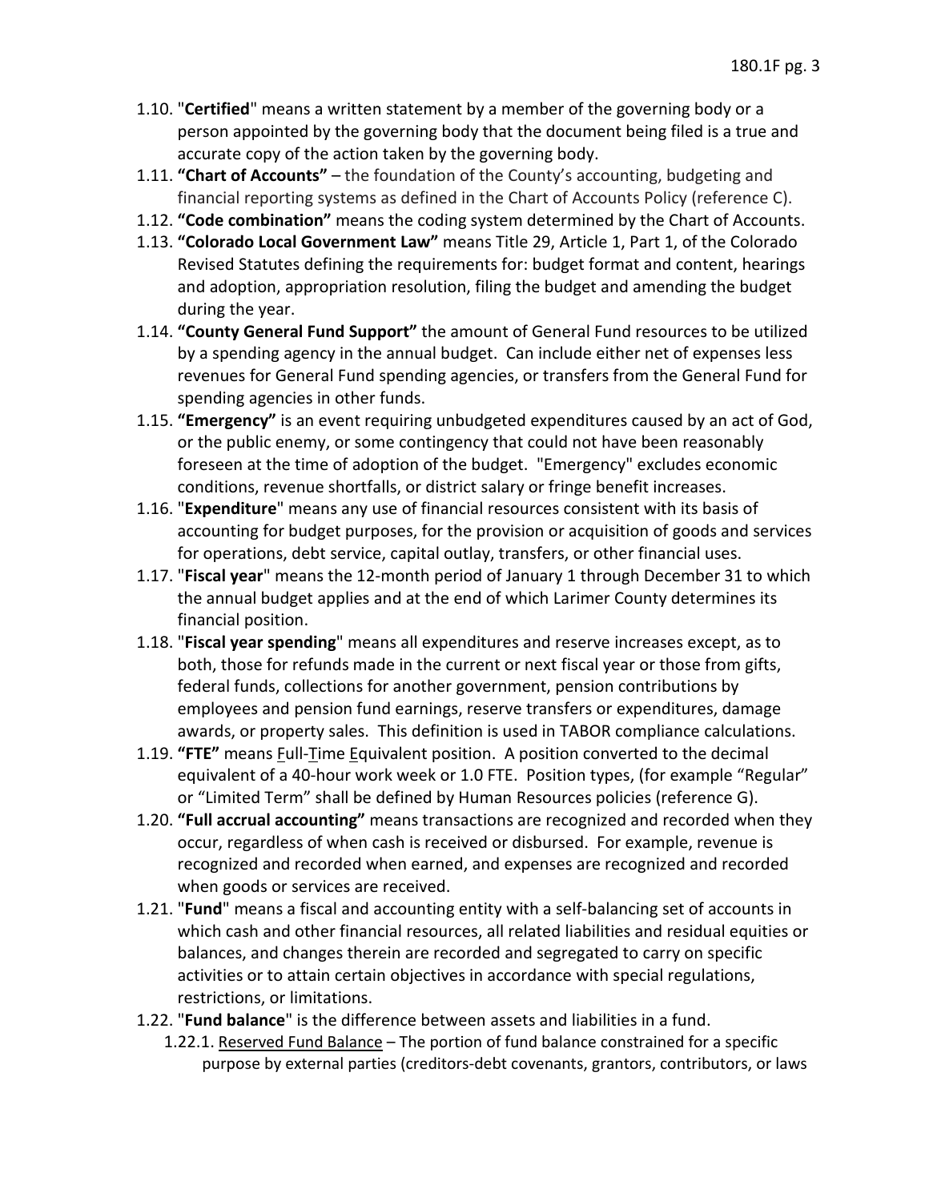- 1.10. "**Certified**" means a written statement by a member of the governing body or a person appointed by the governing body that the document being filed is a true and accurate copy of the action taken by the governing body.
- 1.11. **"Chart of Accounts"** – the foundation of the County's accounting, budgeting and financial reporting systems as defined in the Chart of Accounts Policy (reference C).
- 1.12. **"Code combination"** means the coding system determined by the Chart of Accounts.
- 1.13. **"Colorado Local Government Law"** means Title 29, Article 1, Part 1, of the Colorado Revised Statutes defining the requirements for: budget format and content, hearings and adoption, appropriation resolution, filing the budget and amending the budget during the year.
- 1.14. **"County General Fund Support"** the amount of General Fund resources to be utilized by a spending agency in the annual budget. Can include either net of expenses less revenues for General Fund spending agencies, or transfers from the General Fund for spending agencies in other funds.
- 1.15. **"Emergency"** is an event requiring unbudgeted expenditures caused by an act of God, or the public enemy, or some contingency that could not have been reasonably foreseen at the time of adoption of the budget. "Emergency" excludes economic conditions, revenue shortfalls, or district salary or fringe benefit increases.
- 1.16. "**Expenditure**" means any use of financial resources consistent with its basis of accounting for budget purposes, for the provision or acquisition of goods and services for operations, debt service, capital outlay, transfers, or other financial uses.
- 1.17. "**Fiscal year**" means the 12-month period of January 1 through December 31 to which the annual budget applies and at the end of which Larimer County determines its financial position.
- 1.18. "**Fiscal year spending**" means all expenditures and reserve increases except, as to both, those for refunds made in the current or next fiscal year or those from gifts, federal funds, collections for another government, pension contributions by employees and pension fund earnings, reserve transfers or expenditures, damage awards, or property sales. This definition is used in TABOR compliance calculations.
- 1.19. **"FTE"** means <u>F</u>ull-<u>T</u>ime <u>E</u>quivalent position. A position converted to the decimal equivalent of a 40-hour work week or 1.0 FTE. Position types, (for example "Regular" or "Limited Term" shall be defined by Human Resources policies (reference G).
- 1.20. **"Full accrual accounting"** means transactions are recognized and recorded when they occur, regardless of when cash is received or disbursed. For example, revenue is recognized and recorded when earned, and expenses are recognized and recorded when goods or services are received.
- 1.21. "**Fund**" means a fiscal and accounting entity with a self-balancing set of accounts in which cash and other financial resources, all related liabilities and residual equities or balances, and changes therein are recorded and segregated to carry on specific activities or to attain certain objectives in accordance with special regulations, restrictions, or limitations.
- 1.22. "**Fund balance**" is the difference between assets and liabilities in a fund.
  - 1.22.1. <u>Reserved Fund Balance</u> – The portion of fund balance constrained for a specific purpose by external parties (creditors-debt covenants, grantors, contributors, or laws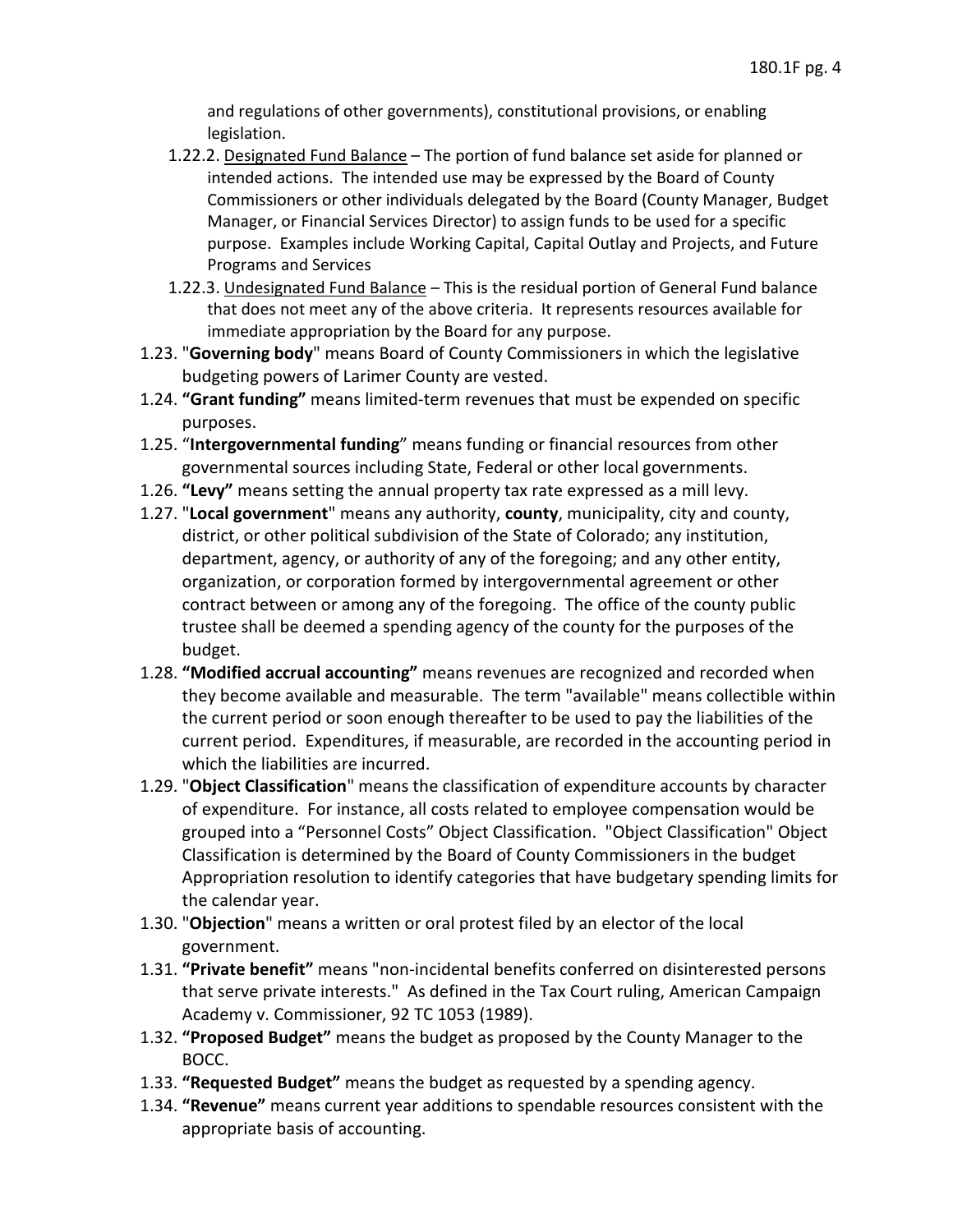and regulations of other governments), constitutional provisions, or enabling legislation.

- 1.22.2. Designated Fund Balance – The portion of fund balance set aside for planned or intended actions. The intended use may be expressed by the Board of County Commissioners or other individuals delegated by the Board (County Manager, Budget Manager, or Financial Services Director) to assign funds to be used for a specific purpose. Examples include Working Capital, Capital Outlay and Projects, and Future Programs and Services
- 1.22.3. Undesignated Fund Balance – This is the residual portion of General Fund balance that does not meet any of the above criteria. It represents resources available for immediate appropriation by the Board for any purpose.

1.23. "**Governing body**" means Board of County Commissioners in which the legislative budgeting powers of Larimer County are vested.

1.24. **"Grant funding"** means limited-term revenues that must be expended on specific purposes.

1.25. "**Intergovernmental funding**" means funding or financial resources from other governmental sources including State, Federal or other local governments.

1.26. **"Levy"** means setting the annual property tax rate expressed as a mill levy.

1.27. "**Local government**" means any authority, **county**, municipality, city and county, district, or other political subdivision of the State of Colorado; any institution, department, agency, or authority of any of the foregoing; and any other entity, organization, or corporation formed by intergovernmental agreement or other contract between or among any of the foregoing. The office of the county public trustee shall be deemed a spending agency of the county for the purposes of the budget.

1.28. **"Modified accrual accounting"** means revenues are recognized and recorded when they become available and measurable. The term "available" means collectible within the current period or soon enough thereafter to be used to pay the liabilities of the current period. Expenditures, if measurable, are recorded in the accounting period in which the liabilities are incurred.

1.29. "**Object Classification**" means the classification of expenditure accounts by character of expenditure. For instance, all costs related to employee compensation would be grouped into a "Personnel Costs" Object Classification. "Object Classification" Object Classification is determined by the Board of County Commissioners in the budget Appropriation resolution to identify categories that have budgetary spending limits for the calendar year.

1.30. "**Objection**" means a written or oral protest filed by an elector of the local government.

1.31. **"Private benefit"** means "non-incidental benefits conferred on disinterested persons that serve private interests." As defined in the Tax Court ruling, American Campaign Academy v. Commissioner, 92 TC 1053 (1989).

1.32. **"Proposed Budget"** means the budget as proposed by the County Manager to the BOCC.

1.33. **"Requested Budget"** means the budget as requested by a spending agency.

1.34. **"Revenue"** means current year additions to spendable resources consistent with the appropriate basis of accounting.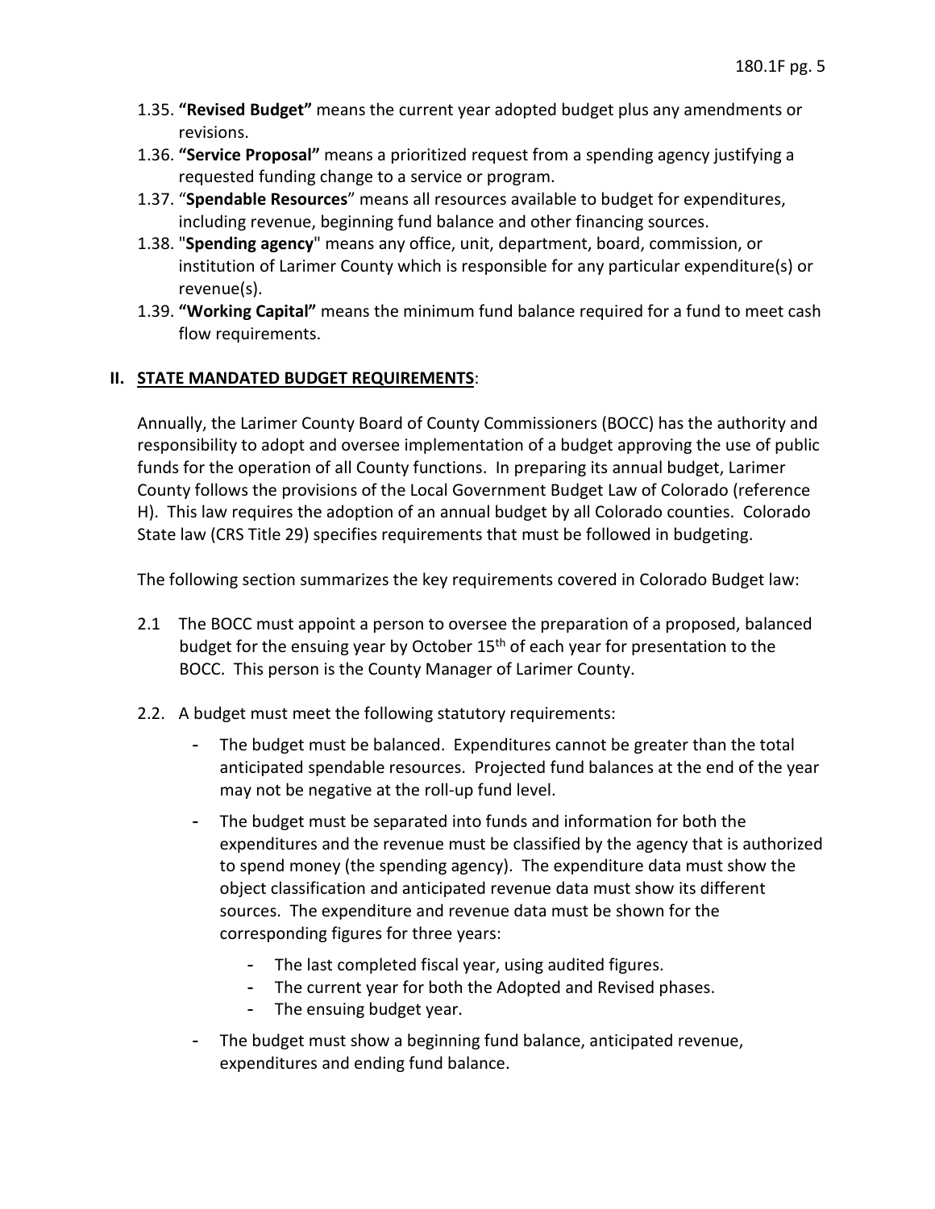1.35. **"Revised Budget"** means the current year adopted budget plus any amendments or revisions.

1.36. **"Service Proposal"** means a prioritized request from a spending agency justifying a requested funding change to a service or program.

1.37. "**Spendable Resources**" means all resources available to budget for expenditures, including revenue, beginning fund balance and other financing sources.

1.38. "**Spending agency**" means any office, unit, department, board, commission, or institution of Larimer County which is responsible for any particular expenditure(s) or revenue(s).

1.39. **"Working Capital"** means the minimum fund balance required for a fund to meet cash flow requirements.

## II. STATE MANDATED BUDGET REQUIREMENTS:

Annually, the Larimer County Board of County Commissioners (BOCC) has the authority and responsibility to adopt and oversee implementation of a budget approving the use of public funds for the operation of all County functions. In preparing its annual budget, Larimer County follows the provisions of the Local Government Budget Law of Colorado (reference H). This law requires the adoption of an annual budget by all Colorado counties. Colorado State law (CRS Title 29) specifies requirements that must be followed in budgeting.

The following section summarizes the key requirements covered in Colorado Budget law:

2.1 The BOCC must appoint a person to oversee the preparation of a proposed, balanced budget for the ensuing year by October 15th of each year for presentation to the BOCC. This person is the County Manager of Larimer County.

2.2. A budget must meet the following statutory requirements:

- The budget must be balanced. Expenditures cannot be greater than the total anticipated spendable resources. Projected fund balances at the end of the year may not be negative at the roll-up fund level.
- The budget must be separated into funds and information for both the expenditures and the revenue must be classified by the agency that is authorized to spend money (the spending agency). The expenditure data must show the object classification and anticipated revenue data must show its different sources. The expenditure and revenue data must be shown for the corresponding figures for three years:
  - The last completed fiscal year, using audited figures.
  - The current year for both the Adopted and Revised phases.
  - The ensuing budget year.
- The budget must show a beginning fund balance, anticipated revenue, expenditures and ending fund balance.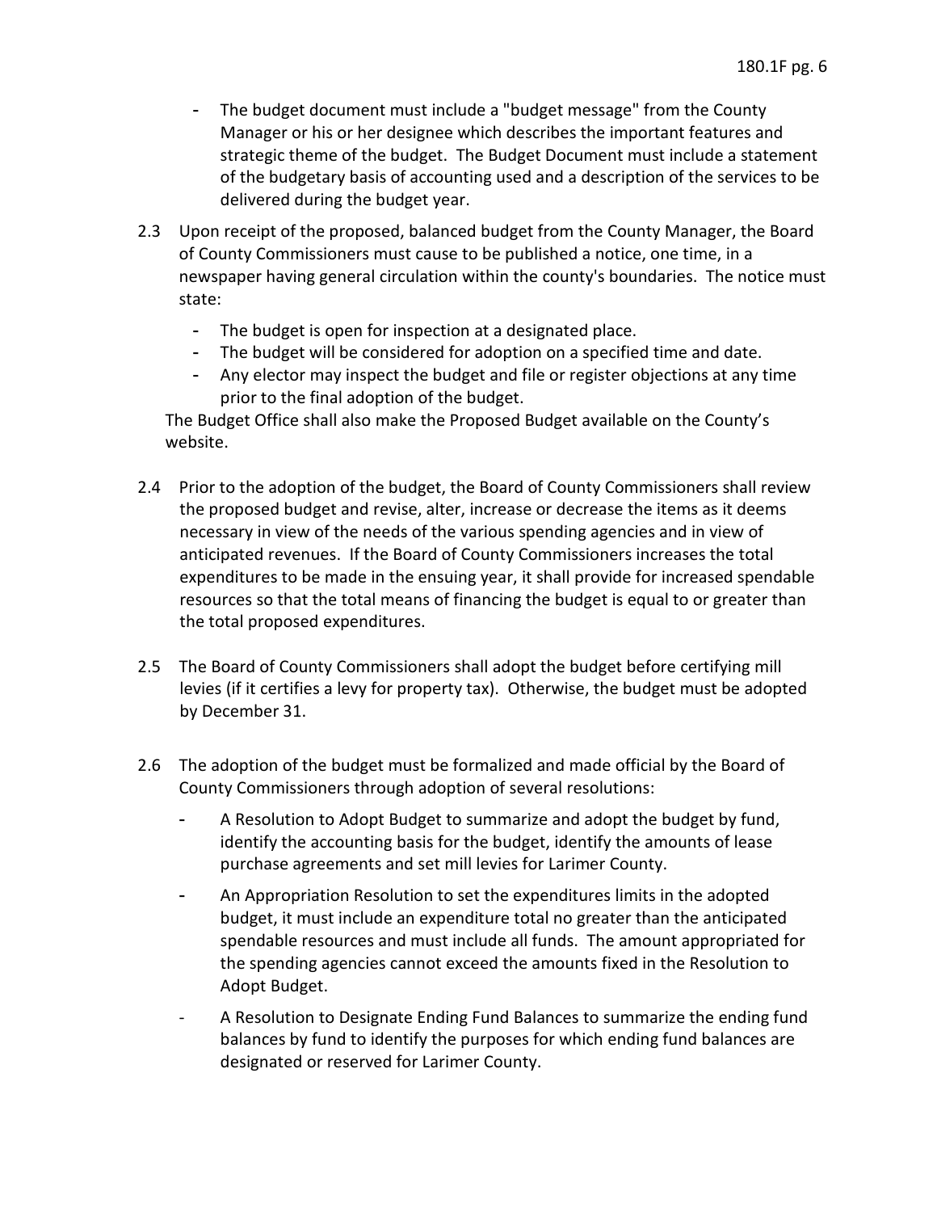- The budget document must include a "budget message" from the County Manager or his or her designee which describes the important features and strategic theme of the budget. The Budget Document must include a statement of the budgetary basis of accounting used and a description of the services to be delivered during the budget year.

2.3 Upon receipt of the proposed, balanced budget from the County Manager, the Board of County Commissioners must cause to be published a notice, one time, in a newspaper having general circulation within the county's boundaries. The notice must state:

- The budget is open for inspection at a designated place.
- The budget will be considered for adoption on a specified time and date.
- Any elector may inspect the budget and file or register objections at any time prior to the final adoption of the budget.

The Budget Office shall also make the Proposed Budget available on the County's website.

2.4 Prior to the adoption of the budget, the Board of County Commissioners shall review the proposed budget and revise, alter, increase or decrease the items as it deems necessary in view of the needs of the various spending agencies and in view of anticipated revenues. If the Board of County Commissioners increases the total expenditures to be made in the ensuing year, it shall provide for increased spendable resources so that the total means of financing the budget is equal to or greater than the total proposed expenditures.

2.5 The Board of County Commissioners shall adopt the budget before certifying mill levies (if it certifies a levy for property tax). Otherwise, the budget must be adopted by December 31.

2.6 The adoption of the budget must be formalized and made official by the Board of County Commissioners through adoption of several resolutions:

- A Resolution to Adopt Budget to summarize and adopt the budget by fund, identify the accounting basis for the budget, identify the amounts of lease purchase agreements and set mill levies for Larimer County.
- An Appropriation Resolution to set the expenditures limits in the adopted budget, it must include an expenditure total no greater than the anticipated spendable resources and must include all funds. The amount appropriated for the spending agencies cannot exceed the amounts fixed in the Resolution to Adopt Budget.
- A Resolution to Designate Ending Fund Balances to summarize the ending fund balances by fund to identify the purposes for which ending fund balances are designated or reserved for Larimer County.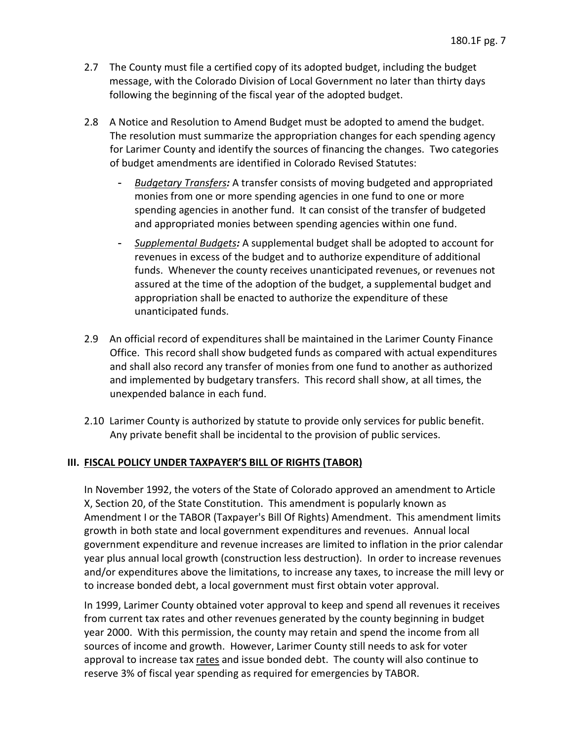2.7 The County must file a certified copy of its adopted budget, including the budget message, with the Colorado Division of Local Government no later than thirty days following the beginning of the fiscal year of the adopted budget.

2.8 A Notice and Resolution to Amend Budget must be adopted to amend the budget. The resolution must summarize the appropriation changes for each spending agency for Larimer County and identify the sources of financing the changes. Two categories of budget amendments are identified in Colorado Revised Statutes:

- *<u>Budgetary Transfers</u>:* A transfer consists of moving budgeted and appropriated monies from one or more spending agencies in one fund to one or more spending agencies in another fund. It can consist of the transfer of budgeted and appropriated monies between spending agencies within one fund.
- *<u>Supplemental Budgets</u>:* A supplemental budget shall be adopted to account for revenues in excess of the budget and to authorize expenditure of additional funds. Whenever the county receives unanticipated revenues, or revenues not assured at the time of the adoption of the budget, a supplemental budget and appropriation shall be enacted to authorize the expenditure of these unanticipated funds.

2.9 An official record of expenditures shall be maintained in the Larimer County Finance Office. This record shall show budgeted funds as compared with actual expenditures and shall also record any transfer of monies from one fund to another as authorized and implemented by budgetary transfers. This record shall show, at all times, the unexpended balance in each fund.

2.10 Larimer County is authorized by statute to provide only services for public benefit. Any private benefit shall be incidental to the provision of public services.

## III. <u>FISCAL POLICY UNDER TAXPAYER'S BILL OF RIGHTS (TABOR)</u>

In November 1992, the voters of the State of Colorado approved an amendment to Article X, Section 20, of the State Constitution. This amendment is popularly known as Amendment I or the TABOR (Taxpayer's Bill Of Rights) Amendment. This amendment limits growth in both state and local government expenditures and revenues. Annual local government expenditure and revenue increases are limited to inflation in the prior calendar year plus annual local growth (construction less destruction). In order to increase revenues and/or expenditures above the limitations, to increase any taxes, to increase the mill levy or to increase bonded debt, a local government must first obtain voter approval.

In 1999, Larimer County obtained voter approval to keep and spend all revenues it receives from current tax rates and other revenues generated by the county beginning in budget year 2000. With this permission, the county may retain and spend the income from all sources of income and growth. However, Larimer County still needs to ask for voter approval to increase tax <u>rates</u> and issue bonded debt. The county will also continue to reserve 3% of fiscal year spending as required for emergencies by TABOR.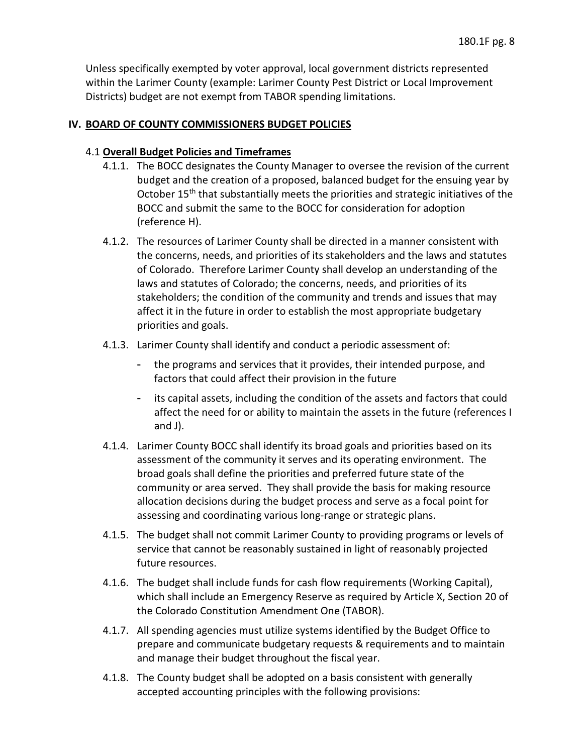Unless specifically exempted by voter approval, local government districts represented within the Larimer County (example: Larimer County Pest District or Local Improvement Districts) budget are not exempt from TABOR spending limitations.

## IV. BOARD OF COUNTY COMMISSIONERS BUDGET POLICIES

### 4.1 Overall Budget Policies and Timeframes

4.1.1. The BOCC designates the County Manager to oversee the revision of the current budget and the creation of a proposed, balanced budget for the ensuing year by October 15th that substantially meets the priorities and strategic initiatives of the BOCC and submit the same to the BOCC for consideration for adoption (reference H).

4.1.2. The resources of Larimer County shall be directed in a manner consistent with the concerns, needs, and priorities of its stakeholders and the laws and statutes of Colorado. Therefore Larimer County shall develop an understanding of the laws and statutes of Colorado; the concerns, needs, and priorities of its stakeholders; the condition of the community and trends and issues that may affect it in the future in order to establish the most appropriate budgetary priorities and goals.

4.1.3. Larimer County shall identify and conduct a periodic assessment of:

- the programs and services that it provides, their intended purpose, and factors that could affect their provision in the future
- its capital assets, including the condition of the assets and factors that could affect the need for or ability to maintain the assets in the future (references I and J).

4.1.4. Larimer County BOCC shall identify its broad goals and priorities based on its assessment of the community it serves and its operating environment. The broad goals shall define the priorities and preferred future state of the community or area served. They shall provide the basis for making resource allocation decisions during the budget process and serve as a focal point for assessing and coordinating various long-range or strategic plans.

4.1.5. The budget shall not commit Larimer County to providing programs or levels of service that cannot be reasonably sustained in light of reasonably projected future resources.

4.1.6. The budget shall include funds for cash flow requirements (Working Capital), which shall include an Emergency Reserve as required by Article X, Section 20 of the Colorado Constitution Amendment One (TABOR).

4.1.7. All spending agencies must utilize systems identified by the Budget Office to prepare and communicate budgetary requests & requirements and to maintain and manage their budget throughout the fiscal year.

4.1.8. The County budget shall be adopted on a basis consistent with generally accepted accounting principles with the following provisions: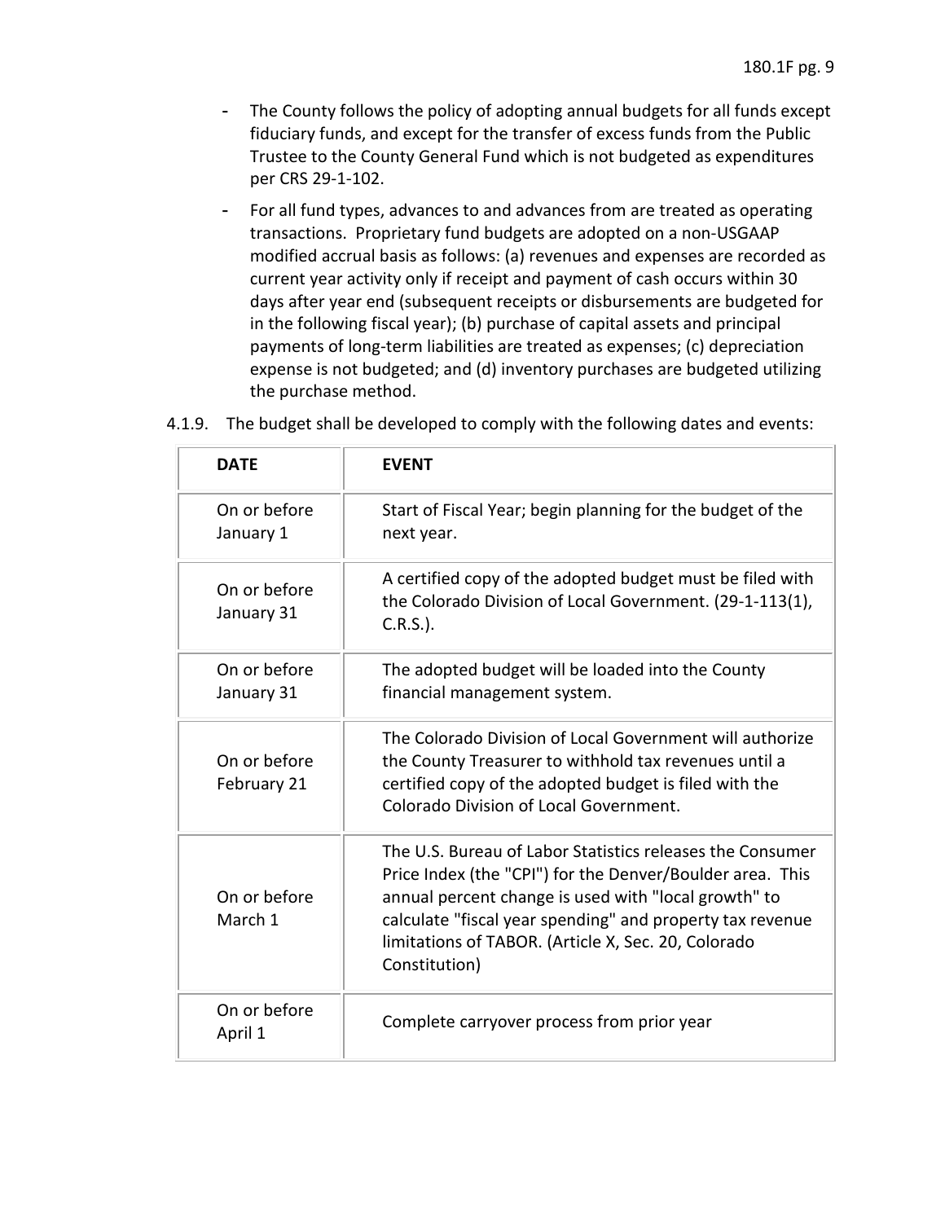- The County follows the policy of adopting annual budgets for all funds except fiduciary funds, and except for the transfer of excess funds from the Public Trustee to the County General Fund which is not budgeted as expenditures per CRS 29-1-102.
- For all fund types, advances to and advances from are treated as operating transactions. Proprietary fund budgets are adopted on a non-USGAAP modified accrual basis as follows: (a) revenues and expenses are recorded as current year activity only if receipt and payment of cash occurs within 30 days after year end (subsequent receipts or disbursements are budgeted for in the following fiscal year); (b) purchase of capital assets and principal payments of long-term liabilities are treated as expenses; (c) depreciation expense is not budgeted; and (d) inventory purchases are budgeted utilizing the purchase method.

4.1.9. The budget shall be developed to comply with the following dates and events:

| DATE | EVENT |
|---|---|
| On or before January 1 | Start of Fiscal Year; begin planning for the budget of the next year. |
| On or before January 31 | A certified copy of the adopted budget must be filed with the Colorado Division of Local Government. (29-1-113(1), C.R.S.). |
| On or before January 31 | The adopted budget will be loaded into the County financial management system. |
| On or before February 21 | The Colorado Division of Local Government will authorize the County Treasurer to withhold tax revenues until a certified copy of the adopted budget is filed with the Colorado Division of Local Government. |
| On or before March 1 | The U.S. Bureau of Labor Statistics releases the Consumer Price Index (the "CPI") for the Denver/Boulder area. This annual percent change is used with "local growth" to calculate "fiscal year spending" and property tax revenue limitations of TABOR. (Article X, Sec. 20, Colorado Constitution) |
| On or before April 1 | Complete carryover process from prior year |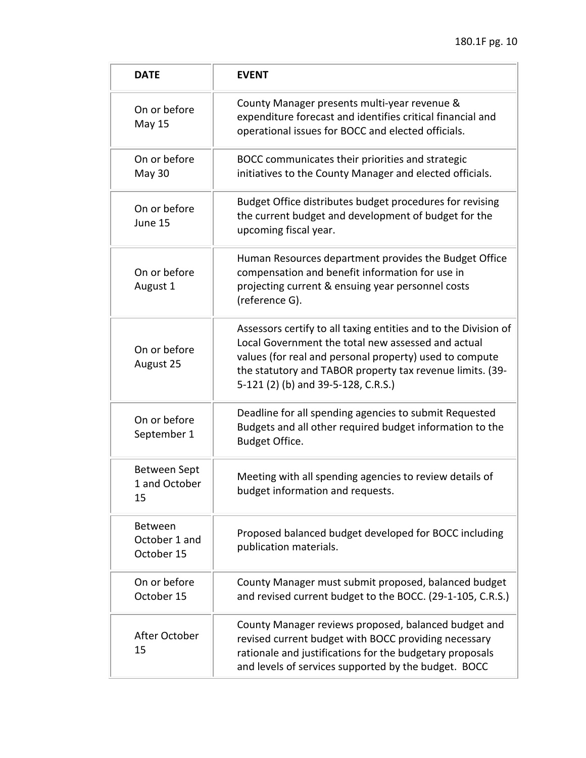| DATE | EVENT |
| --- | --- |
| On or before May 15 | County Manager presents multi-year revenue & expenditure forecast and identifies critical financial and operational issues for BOCC and elected officials. |
| On or before May 30 | BOCC communicates their priorities and strategic initiatives to the County Manager and elected officials. |
| On or before June 15 | Budget Office distributes budget procedures for revising the current budget and development of budget for the upcoming fiscal year. |
| On or before August 1 | Human Resources department provides the Budget Office compensation and benefit information for use in projecting current & ensuing year personnel costs (reference G). |
| On or before August 25 | Assessors certify to all taxing entities and to the Division of Local Government the total new assessed and actual values (for real and personal property) used to compute the statutory and TABOR property tax revenue limits. (39-5-121 (2) (b) and 39-5-128, C.R.S.) |
| On or before September 1 | Deadline for all spending agencies to submit Requested Budgets and all other required budget information to the Budget Office. |
| Between Sept 1 and October 15 | Meeting with all spending agencies to review details of budget information and requests. |
| Between October 1 and October 15 | Proposed balanced budget developed for BOCC including publication materials. |
| On or before October 15 | County Manager must submit proposed, balanced budget and revised current budget to the BOCC. (29-1-105, C.R.S.) |
| After October 15 | County Manager reviews proposed, balanced budget and revised current budget with BOCC providing necessary rationale and justifications for the budgetary proposals and levels of services supported by the budget. BOCC |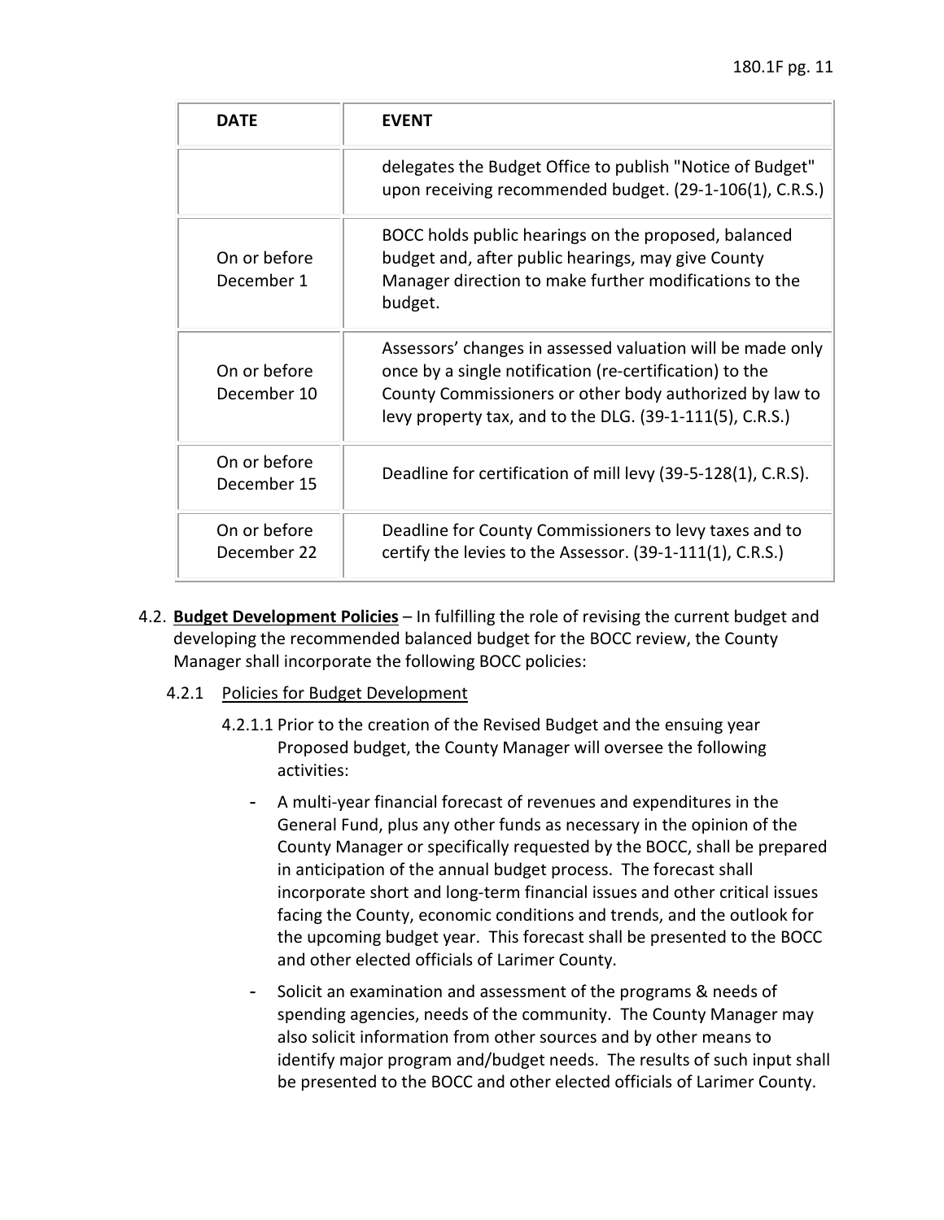| DATE | EVENT |
|---|---|
| | delegates the Budget Office to publish "Notice of Budget" upon receiving recommended budget. (29-1-106(1), C.R.S.) |
| On or before December 1 | BOCC holds public hearings on the proposed, balanced budget and, after public hearings, may give County Manager direction to make further modifications to the budget. |
| On or before December 10 | Assessors' changes in assessed valuation will be made only once by a single notification (re-certification) to the County Commissioners or other body authorized by law to levy property tax, and to the DLG. (39-1-111(5), C.R.S.) |
| On or before December 15 | Deadline for certification of mill levy (39-5-128(1), C.R.S). |
| On or before December 22 | Deadline for County Commissioners to levy taxes and to certify the levies to the Assessor. (39-1-111(1), C.R.S.) |

4.2. **Budget Development Policies** – In fulfilling the role of revising the current budget and developing the recommended balanced budget for the BOCC review, the County Manager shall incorporate the following BOCC policies:

4.2.1 Policies for Budget Development

4.2.1.1 Prior to the creation of the Revised Budget and the ensuing year Proposed budget, the County Manager will oversee the following activities:

- A multi-year financial forecast of revenues and expenditures in the General Fund, plus any other funds as necessary in the opinion of the County Manager or specifically requested by the BOCC, shall be prepared in anticipation of the annual budget process. The forecast shall incorporate short and long-term financial issues and other critical issues facing the County, economic conditions and trends, and the outlook for the upcoming budget year. This forecast shall be presented to the BOCC and other elected officials of Larimer County.
- Solicit an examination and assessment of the programs & needs of spending agencies, needs of the community. The County Manager may also solicit information from other sources and by other means to identify major program and/budget needs. The results of such input shall be presented to the BOCC and other elected officials of Larimer County.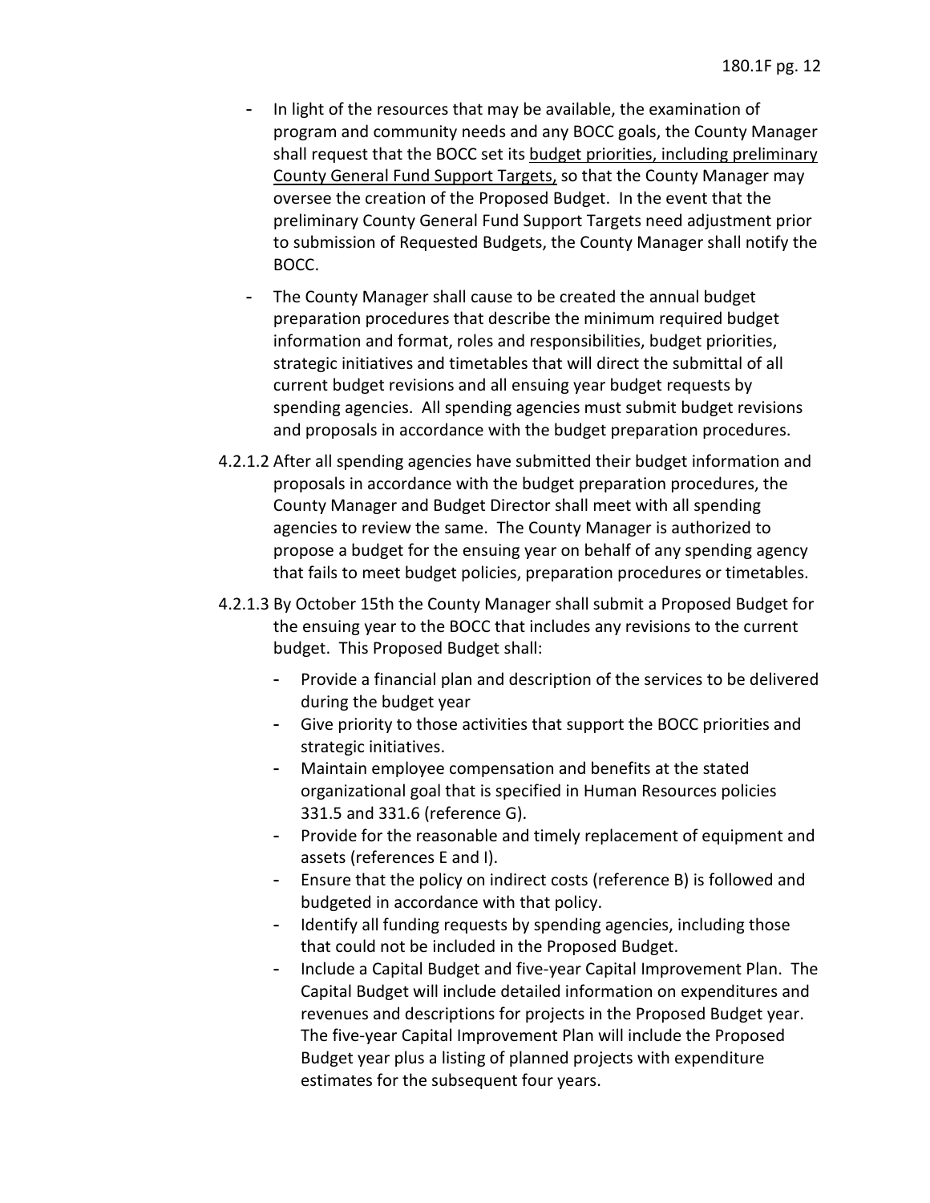- In light of the resources that may be available, the examination of program and community needs and any BOCC goals, the County Manager shall request that the BOCC set its <u>budget priorities, including preliminary County General Fund Support Targets,</u> so that the County Manager may oversee the creation of the Proposed Budget. In the event that the preliminary County General Fund Support Targets need adjustment prior to submission of Requested Budgets, the County Manager shall notify the BOCC.
- The County Manager shall cause to be created the annual budget preparation procedures that describe the minimum required budget information and format, roles and responsibilities, budget priorities, strategic initiatives and timetables that will direct the submittal of all current budget revisions and all ensuing year budget requests by spending agencies. All spending agencies must submit budget revisions and proposals in accordance with the budget preparation procedures.

4.2.1.2 After all spending agencies have submitted their budget information and proposals in accordance with the budget preparation procedures, the County Manager and Budget Director shall meet with all spending agencies to review the same. The County Manager is authorized to propose a budget for the ensuing year on behalf of any spending agency that fails to meet budget policies, preparation procedures or timetables.

4.2.1.3 By October 15th the County Manager shall submit a Proposed Budget for the ensuing year to the BOCC that includes any revisions to the current budget. This Proposed Budget shall:

- Provide a financial plan and description of the services to be delivered during the budget year
- Give priority to those activities that support the BOCC priorities and strategic initiatives.
- Maintain employee compensation and benefits at the stated organizational goal that is specified in Human Resources policies 331.5 and 331.6 (reference G).
- Provide for the reasonable and timely replacement of equipment and assets (references E and I).
- Ensure that the policy on indirect costs (reference B) is followed and budgeted in accordance with that policy.
- Identify all funding requests by spending agencies, including those that could not be included in the Proposed Budget.
- Include a Capital Budget and five-year Capital Improvement Plan. The Capital Budget will include detailed information on expenditures and revenues and descriptions for projects in the Proposed Budget year. The five-year Capital Improvement Plan will include the Proposed Budget year plus a listing of planned projects with expenditure estimates for the subsequent four years.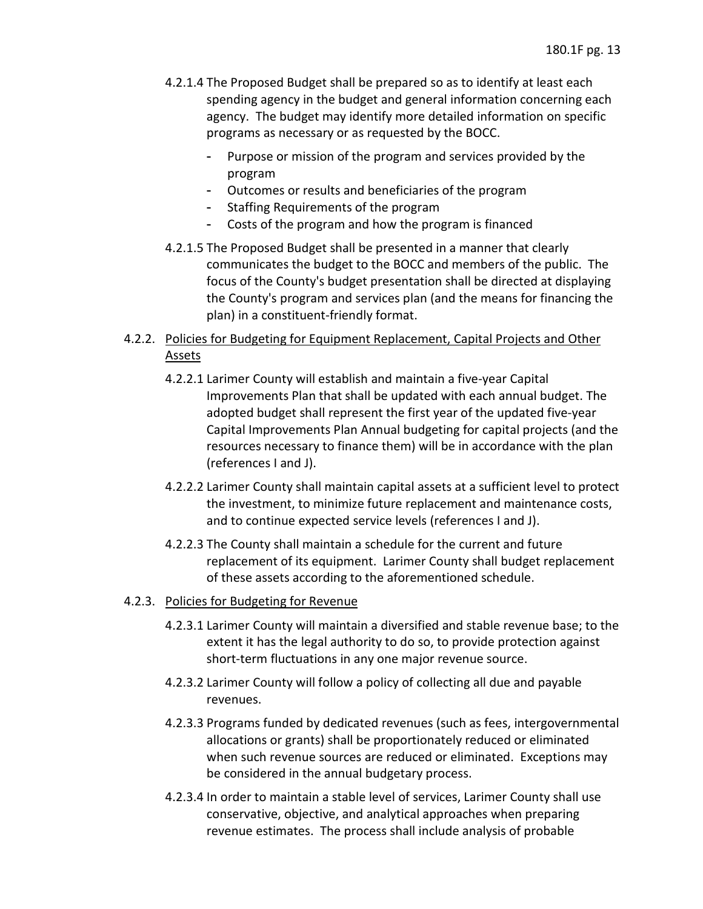4.2.1.4 The Proposed Budget shall be prepared so as to identify at least each spending agency in the budget and general information concerning each agency. The budget may identify more detailed information on specific programs as necessary or as requested by the BOCC.

- Purpose or mission of the program and services provided by the program
- Outcomes or results and beneficiaries of the program
- Staffing Requirements of the program
- Costs of the program and how the program is financed

4.2.1.5 The Proposed Budget shall be presented in a manner that clearly communicates the budget to the BOCC and members of the public. The focus of the County's budget presentation shall be directed at displaying the County's program and services plan (and the means for financing the plan) in a constituent-friendly format.

4.2.2. <u>Policies for Budgeting for Equipment Replacement, Capital Projects and Other Assets</u>

4.2.2.1 Larimer County will establish and maintain a five-year Capital Improvements Plan that shall be updated with each annual budget. The adopted budget shall represent the first year of the updated five-year Capital Improvements Plan Annual budgeting for capital projects (and the resources necessary to finance them) will be in accordance with the plan (references I and J).

4.2.2.2 Larimer County shall maintain capital assets at a sufficient level to protect the investment, to minimize future replacement and maintenance costs, and to continue expected service levels (references I and J).

4.2.2.3 The County shall maintain a schedule for the current and future replacement of its equipment. Larimer County shall budget replacement of these assets according to the aforementioned schedule.

4.2.3. <u>Policies for Budgeting for Revenue</u>

4.2.3.1 Larimer County will maintain a diversified and stable revenue base; to the extent it has the legal authority to do so, to provide protection against short-term fluctuations in any one major revenue source.

4.2.3.2 Larimer County will follow a policy of collecting all due and payable revenues.

4.2.3.3 Programs funded by dedicated revenues (such as fees, intergovernmental allocations or grants) shall be proportionately reduced or eliminated when such revenue sources are reduced or eliminated. Exceptions may be considered in the annual budgetary process.

4.2.3.4 In order to maintain a stable level of services, Larimer County shall use conservative, objective, and analytical approaches when preparing revenue estimates. The process shall include analysis of probable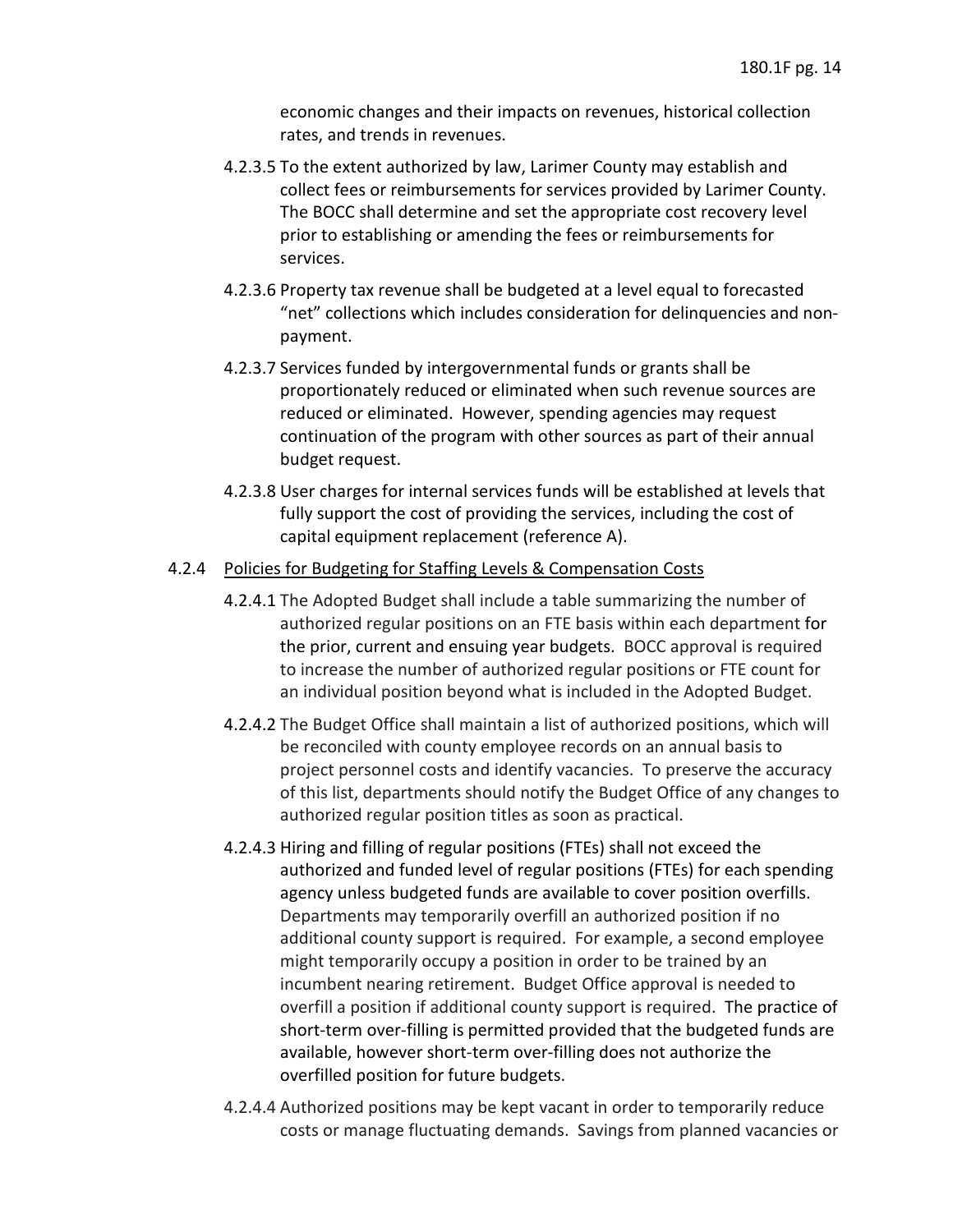economic changes and their impacts on revenues, historical collection rates, and trends in revenues.

4.2.3.5 To the extent authorized by law, Larimer County may establish and collect fees or reimbursements for services provided by Larimer County. The BOCC shall determine and set the appropriate cost recovery level prior to establishing or amending the fees or reimbursements for services.

4.2.3.6 Property tax revenue shall be budgeted at a level equal to forecasted "net" collections which includes consideration for delinquencies and non-payment.

4.2.3.7 Services funded by intergovernmental funds or grants shall be proportionately reduced or eliminated when such revenue sources are reduced or eliminated. However, spending agencies may request continuation of the program with other sources as part of their annual budget request.

4.2.3.8 User charges for internal services funds will be established at levels that fully support the cost of providing the services, including the cost of capital equipment replacement (reference A).

4.2.4 <u>Policies for Budgeting for Staffing Levels & Compensation Costs</u>

4.2.4.1 The Adopted Budget shall include a table summarizing the number of authorized regular positions on an FTE basis within each department for the prior, current and ensuing year budgets. BOCC approval is required to increase the number of authorized regular positions or FTE count for an individual position beyond what is included in the Adopted Budget.

4.2.4.2 The Budget Office shall maintain a list of authorized positions, which will be reconciled with county employee records on an annual basis to project personnel costs and identify vacancies. To preserve the accuracy of this list, departments should notify the Budget Office of any changes to authorized regular position titles as soon as practical.

4.2.4.3 Hiring and filling of regular positions (FTEs) shall not exceed the authorized and funded level of regular positions (FTEs) for each spending agency unless budgeted funds are available to cover position overfills. Departments may temporarily overfill an authorized position if no additional county support is required. For example, a second employee might temporarily occupy a position in order to be trained by an incumbent nearing retirement. Budget Office approval is needed to overfill a position if additional county support is required. The practice of short-term over-filling is permitted provided that the budgeted funds are available, however short-term over-filling does not authorize the overfilled position for future budgets.

4.2.4.4 Authorized positions may be kept vacant in order to temporarily reduce costs or manage fluctuating demands. Savings from planned vacancies or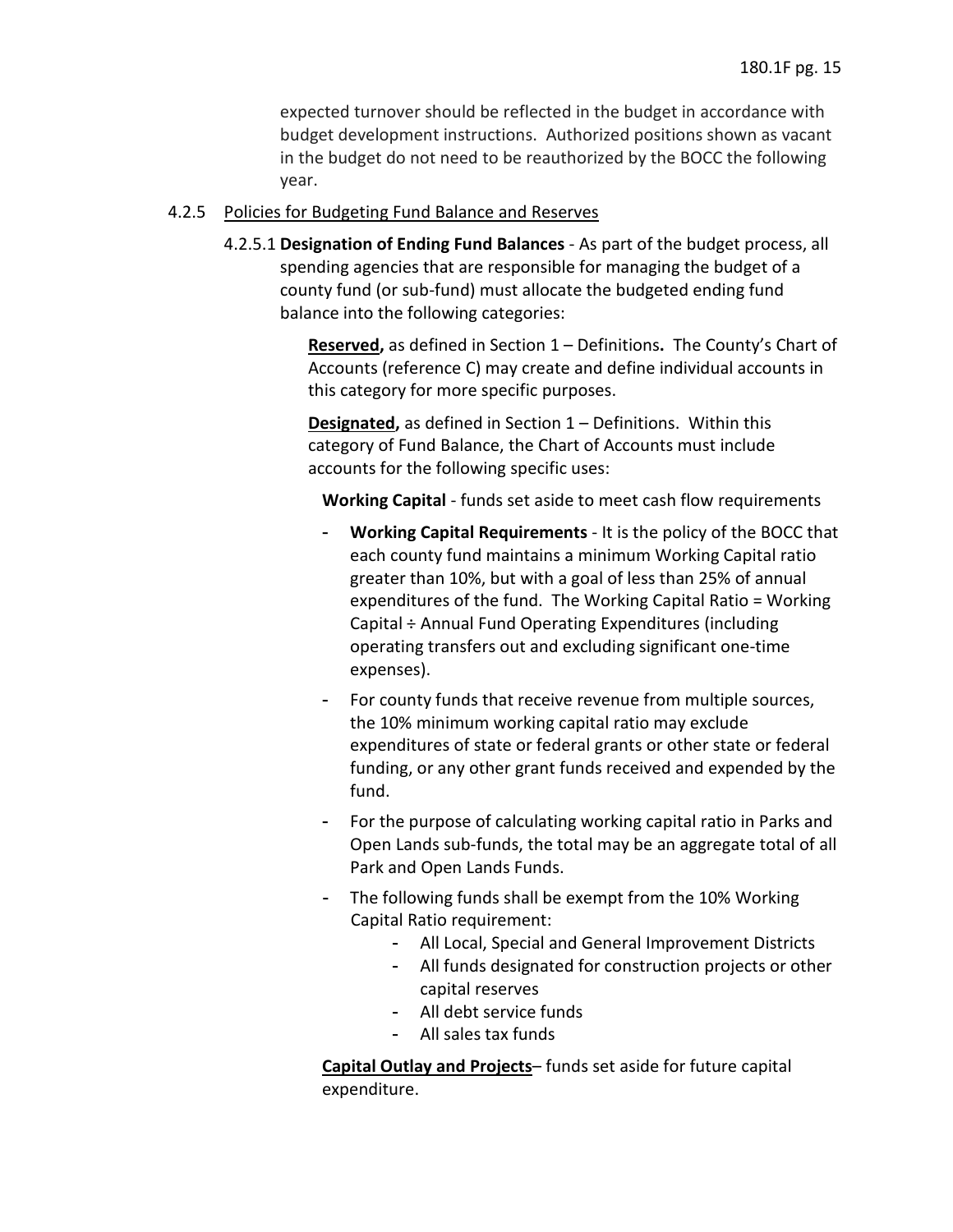expected turnover should be reflected in the budget in accordance with budget development instructions. Authorized positions shown as vacant in the budget do not need to be reauthorized by the BOCC the following year.

4.2.5 Policies for Budgeting Fund Balance and Reserves

4.2.5.1 **Designation of Ending Fund Balances** - As part of the budget process, all spending agencies that are responsible for managing the budget of a county fund (or sub-fund) must allocate the budgeted ending fund balance into the following categories:

**Reserved,** as defined in Section 1 – Definitions**.** The County's Chart of Accounts (reference C) may create and define individual accounts in this category for more specific purposes.

**Designated,** as defined in Section 1 – Definitions. Within this category of Fund Balance, the Chart of Accounts must include accounts for the following specific uses:

**Working Capital** - funds set aside to meet cash flow requirements

- **Working Capital Requirements** - It is the policy of the BOCC that each county fund maintains a minimum Working Capital ratio greater than 10%, but with a goal of less than 25% of annual expenditures of the fund. The Working Capital Ratio = Working Capital ÷ Annual Fund Operating Expenditures (including operating transfers out and excluding significant one-time expenses).
- For county funds that receive revenue from multiple sources, the 10% minimum working capital ratio may exclude expenditures of state or federal grants or other state or federal funding, or any other grant funds received and expended by the fund.
- For the purpose of calculating working capital ratio in Parks and Open Lands sub-funds, the total may be an aggregate total of all Park and Open Lands Funds.
- The following funds shall be exempt from the 10% Working Capital Ratio requirement:
  - All Local, Special and General Improvement Districts
  - All funds designated for construction projects or other capital reserves
  - All debt service funds
  - All sales tax funds

**Capital Outlay and Projects**– funds set aside for future capital expenditure.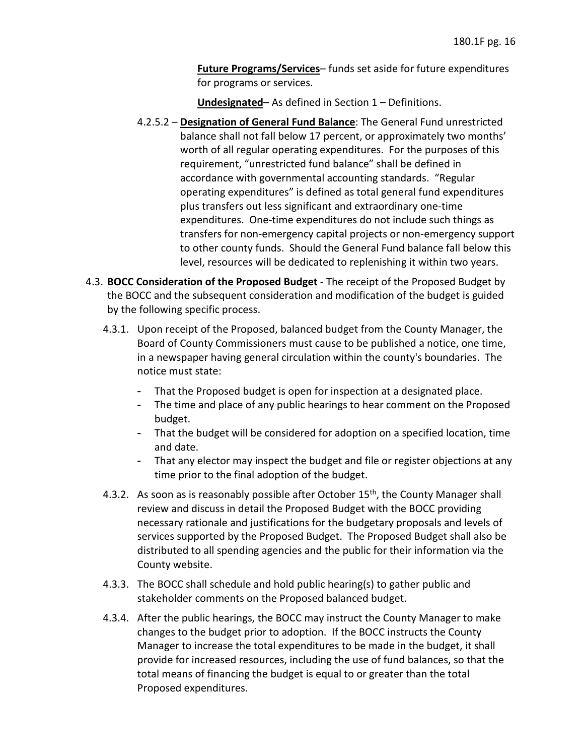**Future Programs/Services**– funds set aside for future expenditures for programs or services.

**Undesignated**– As defined in Section 1 – Definitions.

4.2.5.2 – **Designation of General Fund Balance**: The General Fund unrestricted balance shall not fall below 17 percent, or approximately two months' worth of all regular operating expenditures. For the purposes of this requirement, "unrestricted fund balance" shall be defined in accordance with governmental accounting standards. "Regular operating expenditures" is defined as total general fund expenditures plus transfers out less significant and extraordinary one-time expenditures. One-time expenditures do not include such things as transfers for non-emergency capital projects or non-emergency support to other county funds. Should the General Fund balance fall below this level, resources will be dedicated to replenishing it within two years.

4.3. **BOCC Consideration of the Proposed Budget** - The receipt of the Proposed Budget by the BOCC and the subsequent consideration and modification of the budget is guided by the following specific process.

4.3.1. Upon receipt of the Proposed, balanced budget from the County Manager, the Board of County Commissioners must cause to be published a notice, one time, in a newspaper having general circulation within the county's boundaries. The notice must state:

- That the Proposed budget is open for inspection at a designated place.
- The time and place of any public hearings to hear comment on the Proposed budget.
- That the budget will be considered for adoption on a specified location, time and date.
- That any elector may inspect the budget and file or register objections at any time prior to the final adoption of the budget.

4.3.2. As soon as is reasonably possible after October 15th, the County Manager shall review and discuss in detail the Proposed Budget with the BOCC providing necessary rationale and justifications for the budgetary proposals and levels of services supported by the Proposed Budget. The Proposed Budget shall also be distributed to all spending agencies and the public for their information via the County website.

4.3.3. The BOCC shall schedule and hold public hearing(s) to gather public and stakeholder comments on the Proposed balanced budget.

4.3.4. After the public hearings, the BOCC may instruct the County Manager to make changes to the budget prior to adoption. If the BOCC instructs the County Manager to increase the total expenditures to be made in the budget, it shall provide for increased resources, including the use of fund balances, so that the total means of financing the budget is equal to or greater than the total Proposed expenditures.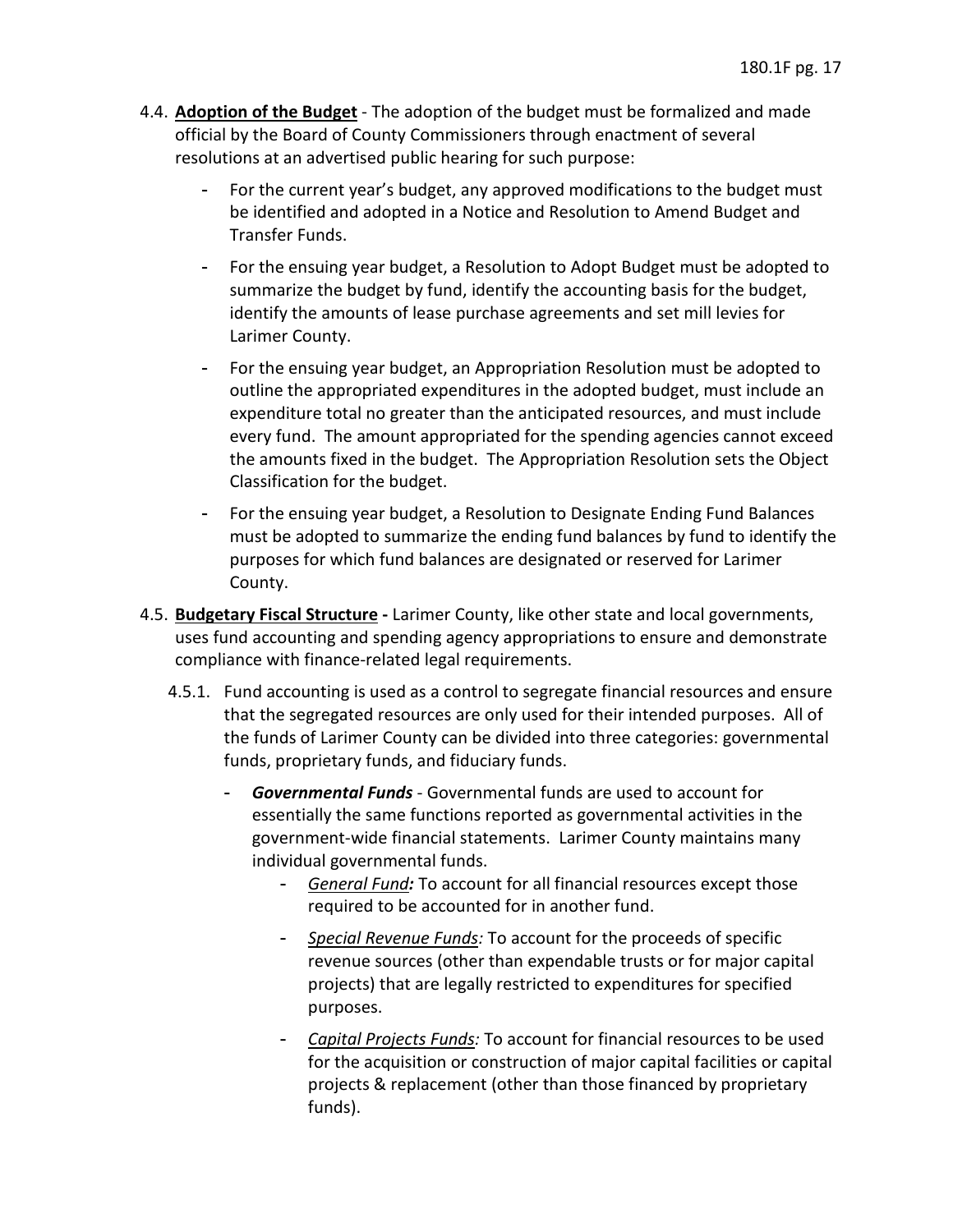4.4. **Adoption of the Budget** - The adoption of the budget must be formalized and made official by the Board of County Commissioners through enactment of several resolutions at an advertised public hearing for such purpose:

- For the current year's budget, any approved modifications to the budget must be identified and adopted in a Notice and Resolution to Amend Budget and Transfer Funds.
- For the ensuing year budget, a Resolution to Adopt Budget must be adopted to summarize the budget by fund, identify the accounting basis for the budget, identify the amounts of lease purchase agreements and set mill levies for Larimer County.
- For the ensuing year budget, an Appropriation Resolution must be adopted to outline the appropriated expenditures in the adopted budget, must include an expenditure total no greater than the anticipated resources, and must include every fund. The amount appropriated for the spending agencies cannot exceed the amounts fixed in the budget. The Appropriation Resolution sets the Object Classification for the budget.
- For the ensuing year budget, a Resolution to Designate Ending Fund Balances must be adopted to summarize the ending fund balances by fund to identify the purposes for which fund balances are designated or reserved for Larimer County.

4.5. **Budgetary Fiscal Structure -** Larimer County, like other state and local governments, uses fund accounting and spending agency appropriations to ensure and demonstrate compliance with finance-related legal requirements.

4.5.1. Fund accounting is used as a control to segregate financial resources and ensure that the segregated resources are only used for their intended purposes. All of the funds of Larimer County can be divided into three categories: governmental funds, proprietary funds, and fiduciary funds.

- ***Governmental Funds*** - Governmental funds are used to account for essentially the same functions reported as governmental activities in the government-wide financial statements. Larimer County maintains many individual governmental funds.
  - *General Fund:* To account for all financial resources except those required to be accounted for in another fund.
  - *Special Revenue Funds:* To account for the proceeds of specific revenue sources (other than expendable trusts or for major capital projects) that are legally restricted to expenditures for specified purposes.
  - *Capital Projects Funds:* To account for financial resources to be used for the acquisition or construction of major capital facilities or capital projects & replacement (other than those financed by proprietary funds).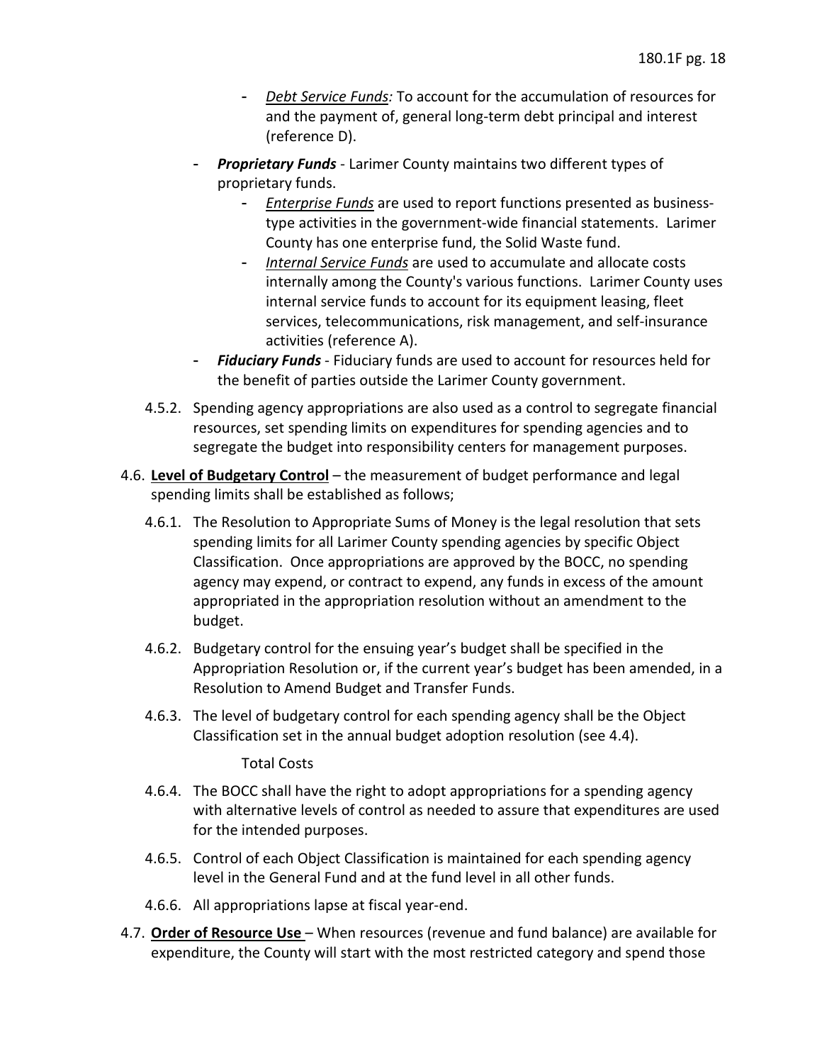- *Debt Service Funds:* To account for the accumulation of resources for and the payment of, general long-term debt principal and interest (reference D).
- ***Proprietary Funds*** - Larimer County maintains two different types of proprietary funds.
    - *Enterprise Funds* are used to report functions presented as business-type activities in the government-wide financial statements. Larimer County has one enterprise fund, the Solid Waste fund.
    - *Internal Service Funds* are used to accumulate and allocate costs internally among the County's various functions. Larimer County uses internal service funds to account for its equipment leasing, fleet services, telecommunications, risk management, and self-insurance activities (reference A).
- ***Fiduciary Funds*** - Fiduciary funds are used to account for resources held for the benefit of parties outside the Larimer County government.

4.5.2. Spending agency appropriations are also used as a control to segregate financial resources, set spending limits on expenditures for spending agencies and to segregate the budget into responsibility centers for management purposes.

4.6. **Level of Budgetary Control** – the measurement of budget performance and legal spending limits shall be established as follows;

4.6.1. The Resolution to Appropriate Sums of Money is the legal resolution that sets spending limits for all Larimer County spending agencies by specific Object Classification. Once appropriations are approved by the BOCC, no spending agency may expend, or contract to expend, any funds in excess of the amount appropriated in the appropriation resolution without an amendment to the budget.

4.6.2. Budgetary control for the ensuing year's budget shall be specified in the Appropriation Resolution or, if the current year's budget has been amended, in a Resolution to Amend Budget and Transfer Funds.

4.6.3. The level of budgetary control for each spending agency shall be the Object Classification set in the annual budget adoption resolution (see 4.4).

Total Costs

4.6.4. The BOCC shall have the right to adopt appropriations for a spending agency with alternative levels of control as needed to assure that expenditures are used for the intended purposes.

4.6.5. Control of each Object Classification is maintained for each spending agency level in the General Fund and at the fund level in all other funds.

4.6.6. All appropriations lapse at fiscal year-end.

4.7. **Order of Resource Use** – When resources (revenue and fund balance) are available for expenditure, the County will start with the most restricted category and spend those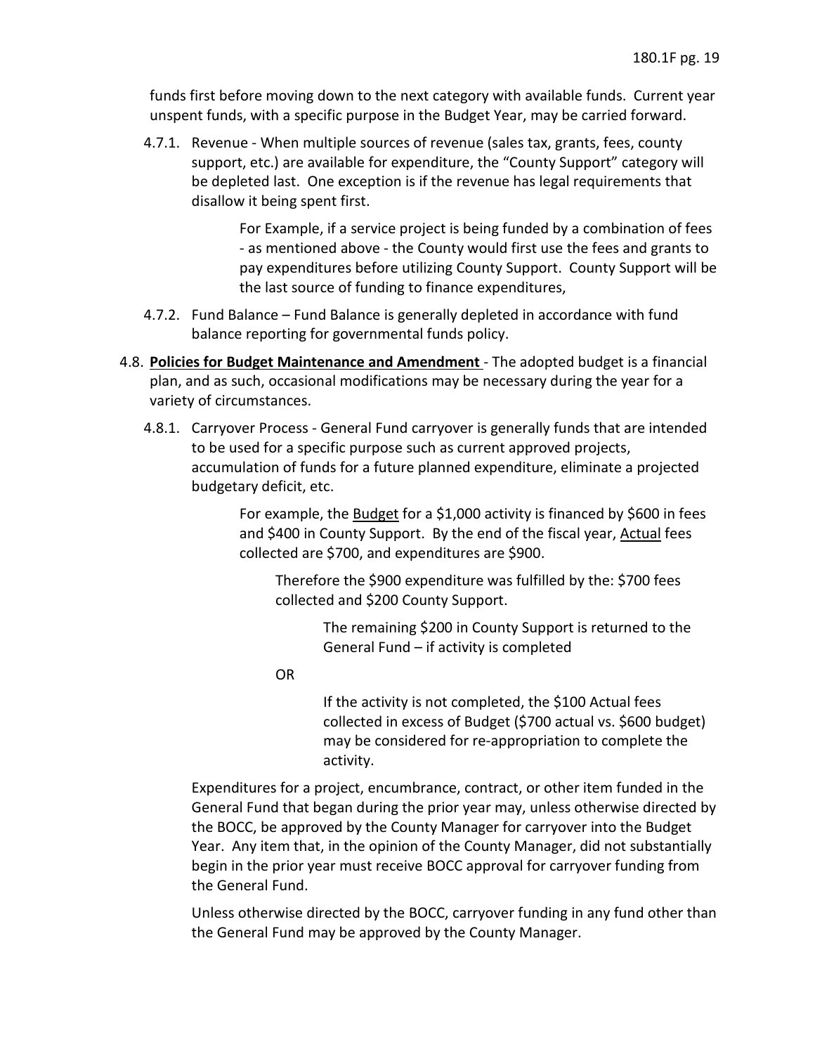funds first before moving down to the next category with available funds. Current year unspent funds, with a specific purpose in the Budget Year, may be carried forward.

4.7.1. Revenue - When multiple sources of revenue (sales tax, grants, fees, county support, etc.) are available for expenditure, the "County Support" category will be depleted last. One exception is if the revenue has legal requirements that disallow it being spent first.

> For Example, if a service project is being funded by a combination of fees - as mentioned above - the County would first use the fees and grants to pay expenditures before utilizing County Support. County Support will be the last source of funding to finance expenditures,

4.7.2. Fund Balance – Fund Balance is generally depleted in accordance with fund balance reporting for governmental funds policy.

4.8. **Policies for Budget Maintenance and Amendment** - The adopted budget is a financial plan, and as such, occasional modifications may be necessary during the year for a variety of circumstances.

4.8.1. Carryover Process - General Fund carryover is generally funds that are intended to be used for a specific purpose such as current approved projects, accumulation of funds for a future planned expenditure, eliminate a projected budgetary deficit, etc.

> For example, the Budget for a $1,000 activity is financed by $600 in fees and $400 in County Support. By the end of the fiscal year, Actual fees collected are $700, and expenditures are $900.
>
> Therefore the $900 expenditure was fulfilled by the: $700 fees collected and $200 County Support.
>
> The remaining $200 in County Support is returned to the General Fund – if activity is completed
>
> OR
>
> If the activity is not completed, the $100 Actual fees collected in excess of Budget ($700 actual vs. $600 budget) may be considered for re-appropriation to complete the activity.

Expenditures for a project, encumbrance, contract, or other item funded in the General Fund that began during the prior year may, unless otherwise directed by the BOCC, be approved by the County Manager for carryover into the Budget Year. Any item that, in the opinion of the County Manager, did not substantially begin in the prior year must receive BOCC approval for carryover funding from the General Fund.

Unless otherwise directed by the BOCC, carryover funding in any fund other than the General Fund may be approved by the County Manager.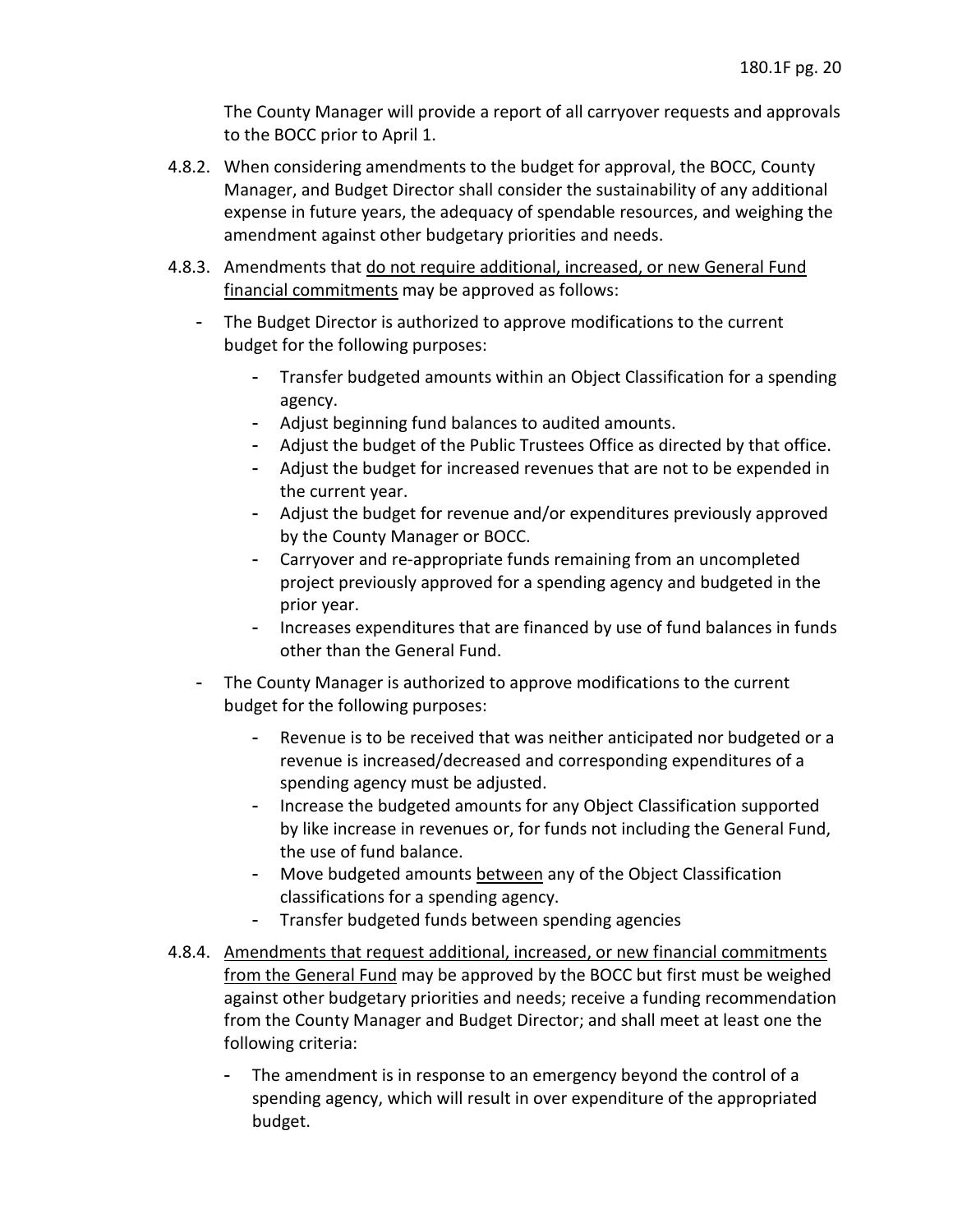The County Manager will provide a report of all carryover requests and approvals to the BOCC prior to April 1.

4.8.2. When considering amendments to the budget for approval, the BOCC, County Manager, and Budget Director shall consider the sustainability of any additional expense in future years, the adequacy of spendable resources, and weighing the amendment against other budgetary priorities and needs.

4.8.3. Amendments that <u>do not require additional, increased, or new General Fund financial commitments</u> may be approved as follows:

- The Budget Director is authorized to approve modifications to the current budget for the following purposes:
  - Transfer budgeted amounts within an Object Classification for a spending agency.
  - Adjust beginning fund balances to audited amounts.
  - Adjust the budget of the Public Trustees Office as directed by that office.
  - Adjust the budget for increased revenues that are not to be expended in the current year.
  - Adjust the budget for revenue and/or expenditures previously approved by the County Manager or BOCC.
  - Carryover and re-appropriate funds remaining from an uncompleted project previously approved for a spending agency and budgeted in the prior year.
  - Increases expenditures that are financed by use of fund balances in funds other than the General Fund.
- The County Manager is authorized to approve modifications to the current budget for the following purposes:
  - Revenue is to be received that was neither anticipated nor budgeted or a revenue is increased/decreased and corresponding expenditures of a spending agency must be adjusted.
  - Increase the budgeted amounts for any Object Classification supported by like increase in revenues or, for funds not including the General Fund, the use of fund balance.
  - Move budgeted amounts <u>between</u> any of the Object Classification classifications for a spending agency.
  - Transfer budgeted funds between spending agencies

4.8.4. <u>Amendments that request additional, increased, or new financial commitments from the General Fund</u> may be approved by the BOCC but first must be weighed against other budgetary priorities and needs; receive a funding recommendation from the County Manager and Budget Director; and shall meet at least one the following criteria:

- The amendment is in response to an emergency beyond the control of a spending agency, which will result in over expenditure of the appropriated budget.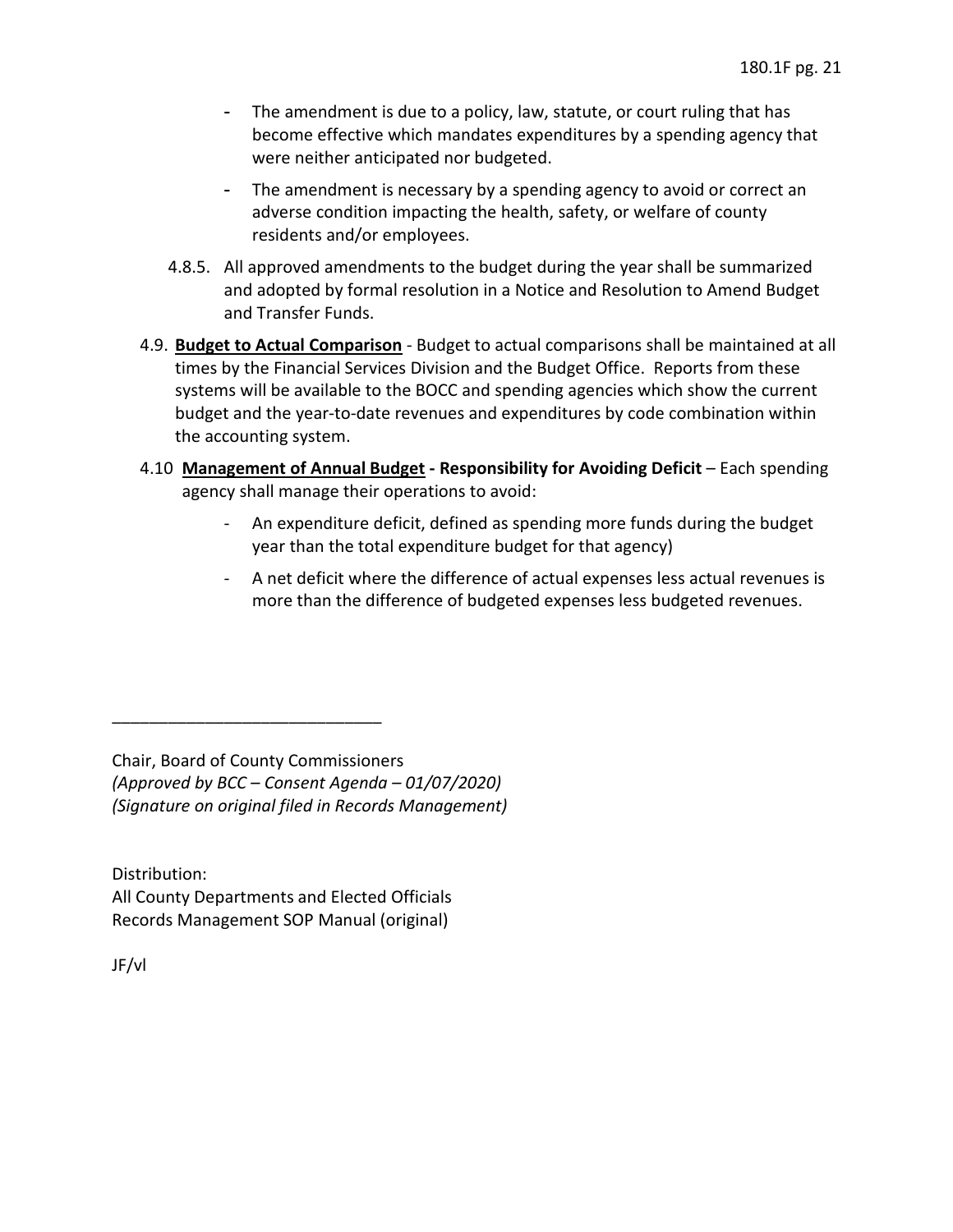- The amendment is due to a policy, law, statute, or court ruling that has become effective which mandates expenditures by a spending agency that were neither anticipated nor budgeted.
- The amendment is necessary by a spending agency to avoid or correct an adverse condition impacting the health, safety, or welfare of county residents and/or employees.

4.8.5. All approved amendments to the budget during the year shall be summarized and adopted by formal resolution in a Notice and Resolution to Amend Budget and Transfer Funds.

4.9. **Budget to Actual Comparison** - Budget to actual comparisons shall be maintained at all times by the Financial Services Division and the Budget Office. Reports from these systems will be available to the BOCC and spending agencies which show the current budget and the year-to-date revenues and expenditures by code combination within the accounting system.

4.10 **Management of Annual Budget - Responsibility for Avoiding Deficit** – Each spending agency shall manage their operations to avoid:

- An expenditure deficit, defined as spending more funds during the budget year than the total expenditure budget for that agency)
- A net deficit where the difference of actual expenses less actual revenues is more than the difference of budgeted expenses less budgeted revenues.

_____________________________

Chair, Board of County Commissioners
*(Approved by BCC – Consent Agenda – 01/07/2020)*
*(Signature on original filed in Records Management)*

Distribution:
All County Departments and Elected Officials
Records Management SOP Manual (original)

JF/vl